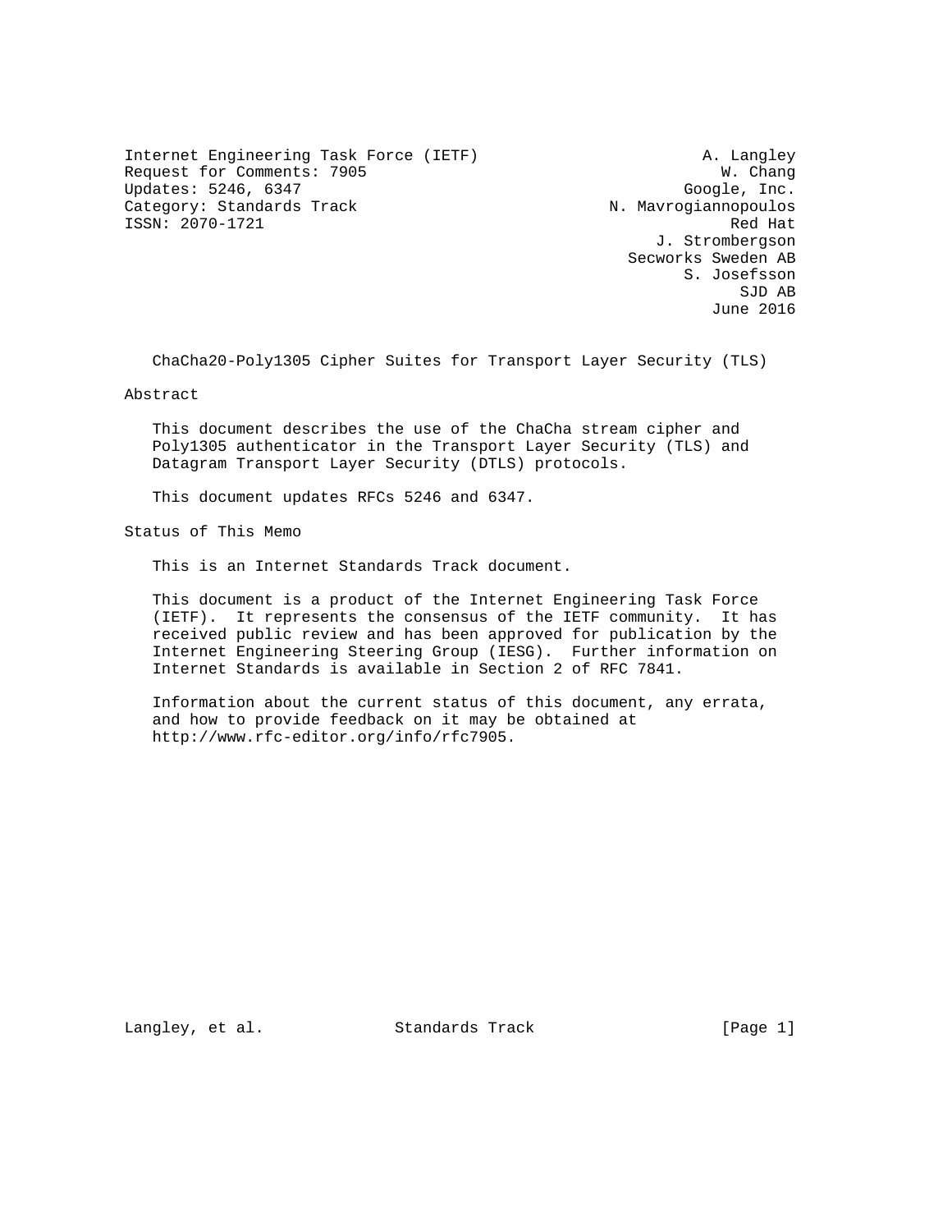Internet Engineering Task Force (IETF)  
Request for Comments: 7905  
Updates: 5246, 6347  
Category: Standards Track  
ISSN: 2070-1721

A. Langley  
W. Chang  
Google, Inc.  
N. Mavrogiannopoulos  
Red Hat  
J. Strombergson  
Secworks Sweden AB  
S. Josefsson  
SJD AB  
June 2016

# ChaCha20-Poly1305 Cipher Suites for Transport Layer Security (TLS)

## Abstract

This document describes the use of the ChaCha stream cipher and Poly1305 authenticator in the Transport Layer Security (TLS) and Datagram Transport Layer Security (DTLS) protocols.

This document updates RFCs 5246 and 6347.

## Status of This Memo

This is an Internet Standards Track document.

This document is a product of the Internet Engineering Task Force (IETF). It represents the consensus of the IETF community. It has received public review and has been approved for publication by the Internet Engineering Steering Group (IESG). Further information on Internet Standards is available in Section 2 of RFC 7841.

Information about the current status of this document, any errata, and how to provide feedback on it may be obtained at http://www.rfc-editor.org/info/rfc7905.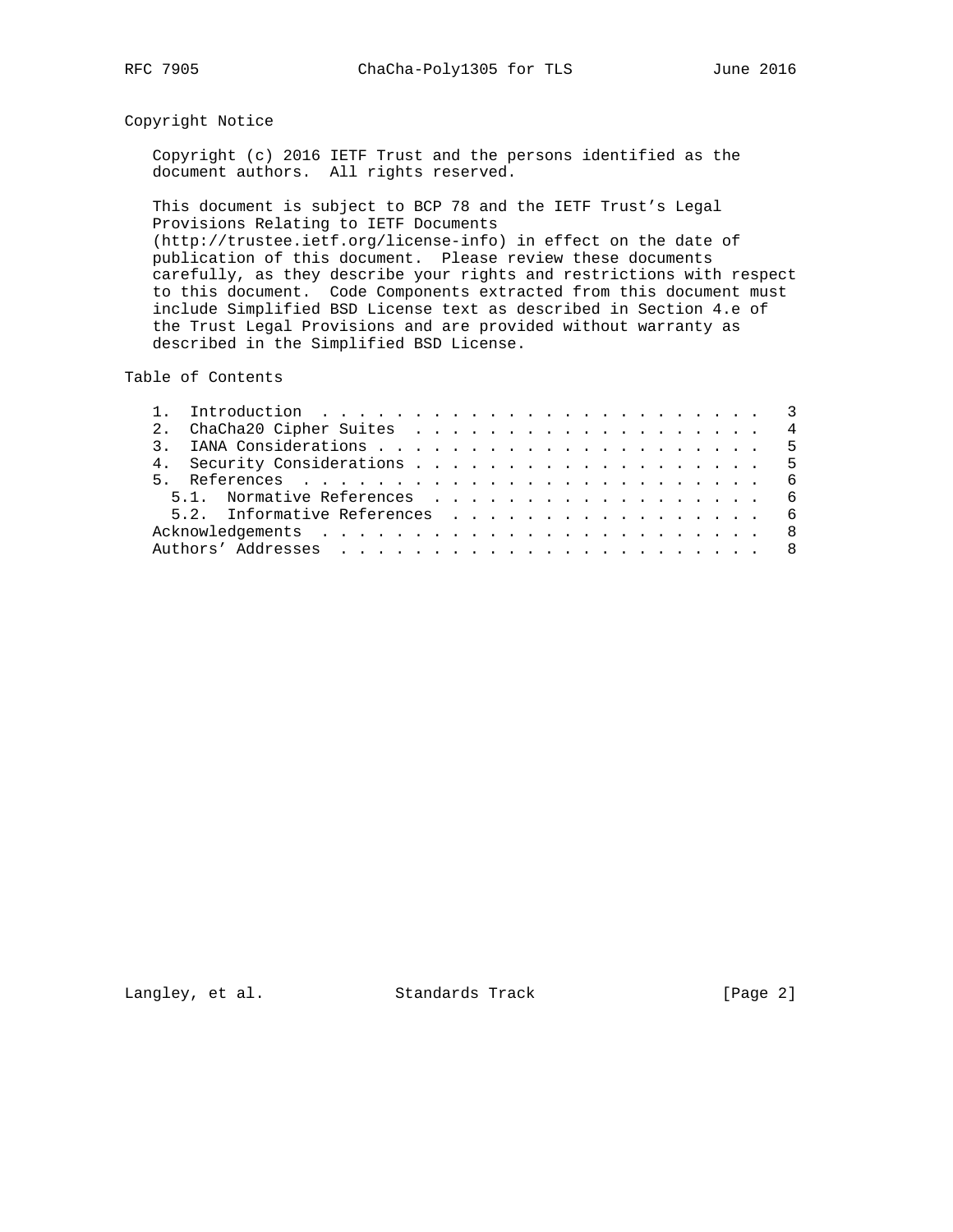## Copyright Notice

Copyright (c) 2016 IETF Trust and the persons identified as the document authors. All rights reserved.

This document is subject to BCP 78 and the IETF Trust's Legal Provisions Relating to IETF Documents (http://trustee.ietf.org/license-info) in effect on the date of publication of this document. Please review these documents carefully, as they describe your rights and restrictions with respect to this document. Code Components extracted from this document must include Simplified BSD License text as described in Section 4.e of the Trust Legal Provisions and are provided without warranty as described in the Simplified BSD License.

## Table of Contents

```
   1.  Introduction . . . . . . . . . . . . . . . . . . . . . . . .   3
   2.  ChaCha20 Cipher Suites . . . . . . . . . . . . . . . . . . .   4
   3.  IANA Considerations . . . . . . . . . . . . . . . . . . . . .   5
   4.  Security Considerations . . . . . . . . . . . . . . . . . . .   5
   5.  References . . . . . . . . . . . . . . . . . . . . . . . . .   6
     5.1.  Normative References . . . . . . . . . . . . . . . . . .   6
     5.2.  Informative References . . . . . . . . . . . . . . . . .   6
   Acknowledgements . . . . . . . . . . . . . . . . . . . . . . . .   8
   Authors' Addresses . . . . . . . . . . . . . . . . . . . . . . .   8
```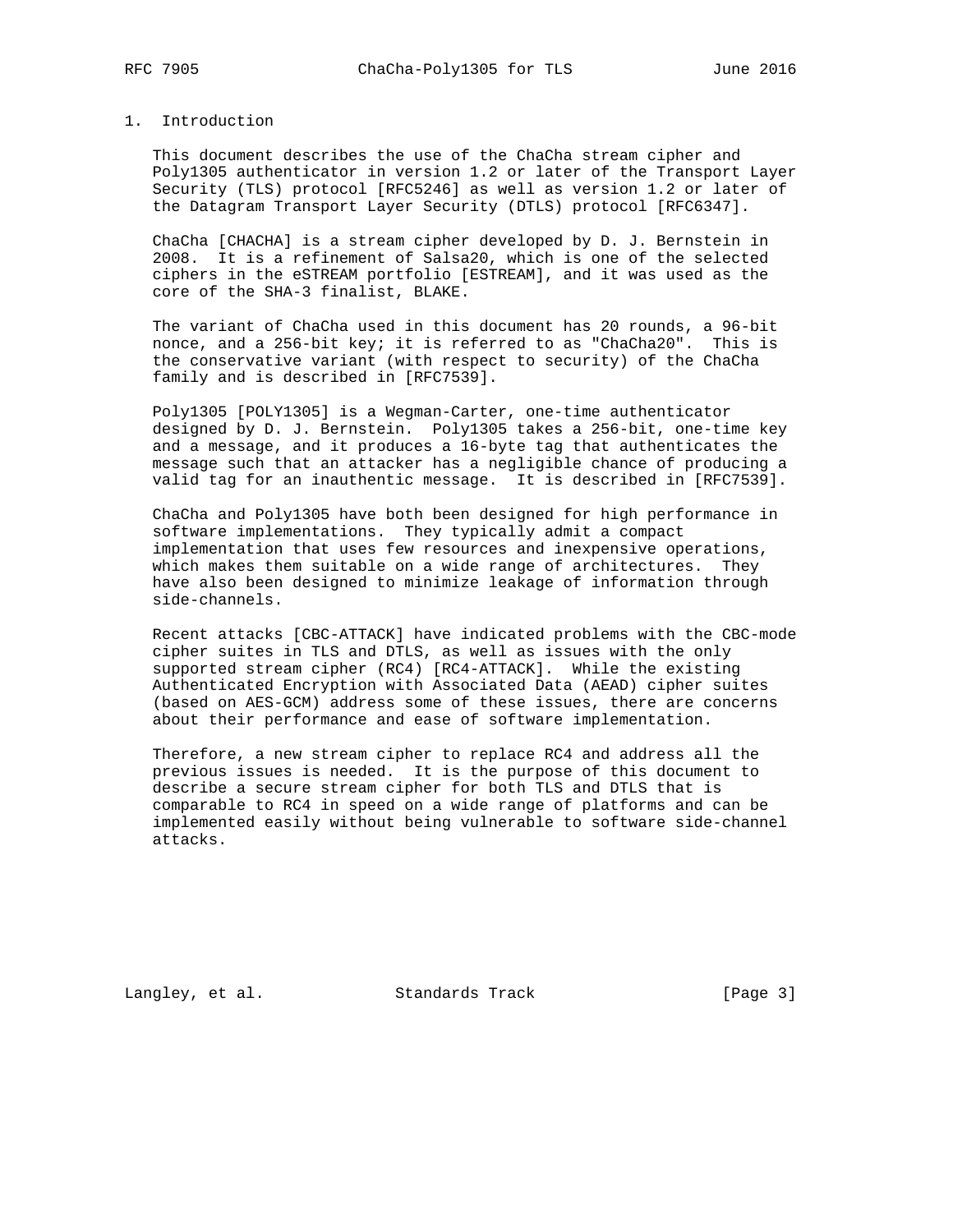## 1. Introduction

This document describes the use of the ChaCha stream cipher and Poly1305 authenticator in version 1.2 or later of the Transport Layer Security (TLS) protocol [RFC5246] as well as version 1.2 or later of the Datagram Transport Layer Security (DTLS) protocol [RFC6347].

ChaCha [CHACHA] is a stream cipher developed by D. J. Bernstein in 2008. It is a refinement of Salsa20, which is one of the selected ciphers in the eSTREAM portfolio [ESTREAM], and it was used as the core of the SHA-3 finalist, BLAKE.

The variant of ChaCha used in this document has 20 rounds, a 96-bit nonce, and a 256-bit key; it is referred to as "ChaCha20". This is the conservative variant (with respect to security) of the ChaCha family and is described in [RFC7539].

Poly1305 [POLY1305] is a Wegman-Carter, one-time authenticator designed by D. J. Bernstein. Poly1305 takes a 256-bit, one-time key and a message, and it produces a 16-byte tag that authenticates the message such that an attacker has a negligible chance of producing a valid tag for an inauthentic message. It is described in [RFC7539].

ChaCha and Poly1305 have both been designed for high performance in software implementations. They typically admit a compact implementation that uses few resources and inexpensive operations, which makes them suitable on a wide range of architectures. They have also been designed to minimize leakage of information through side-channels.

Recent attacks [CBC-ATTACK] have indicated problems with the CBC-mode cipher suites in TLS and DTLS, as well as issues with the only supported stream cipher (RC4) [RC4-ATTACK]. While the existing Authenticated Encryption with Associated Data (AEAD) cipher suites (based on AES-GCM) address some of these issues, there are concerns about their performance and ease of software implementation.

Therefore, a new stream cipher to replace RC4 and address all the previous issues is needed. It is the purpose of this document to describe a secure stream cipher for both TLS and DTLS that is comparable to RC4 in speed on a wide range of platforms and can be implemented easily without being vulnerable to software side-channel attacks.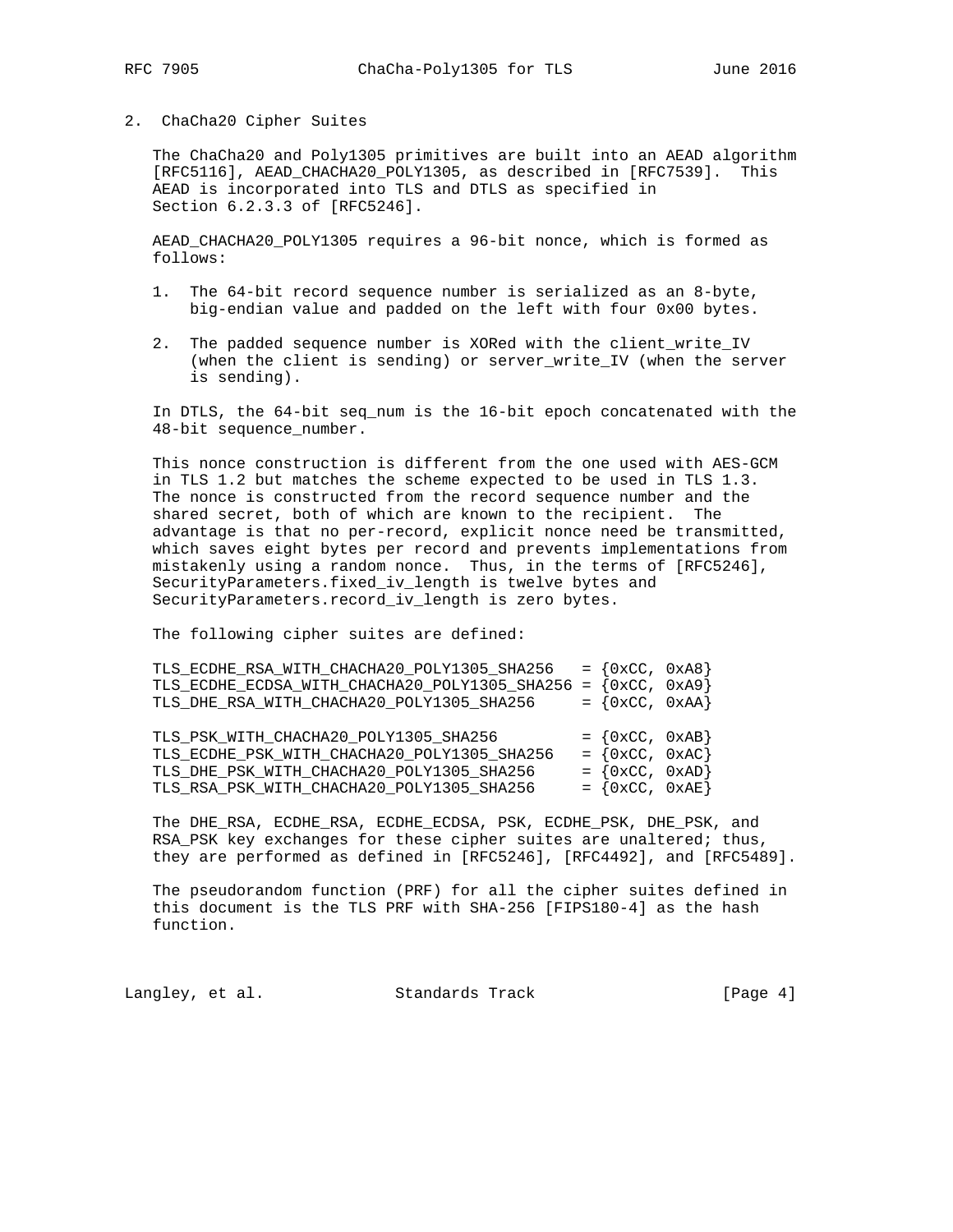## 2. ChaCha20 Cipher Suites

The ChaCha20 and Poly1305 primitives are built into an AEAD algorithm [RFC5116], AEAD_CHACHA20_POLY1305, as described in [RFC7539]. This AEAD is incorporated into TLS and DTLS as specified in Section 6.2.3.3 of [RFC5246].

AEAD_CHACHA20_POLY1305 requires a 96-bit nonce, which is formed as follows:

1. The 64-bit record sequence number is serialized as an 8-byte, big-endian value and padded on the left with four 0x00 bytes.
2. The padded sequence number is XORed with the client_write_IV (when the client is sending) or server_write_IV (when the server is sending).

In DTLS, the 64-bit seq_num is the 16-bit epoch concatenated with the 48-bit sequence_number.

This nonce construction is different from the one used with AES-GCM in TLS 1.2 but matches the scheme expected to be used in TLS 1.3. The nonce is constructed from the record sequence number and the shared secret, both of which are known to the recipient. The advantage is that no per-record, explicit nonce need be transmitted, which saves eight bytes per record and prevents implementations from mistakenly using a random nonce. Thus, in the terms of [RFC5246], SecurityParameters.fixed_iv_length is twelve bytes and SecurityParameters.record_iv_length is zero bytes.

The following cipher suites are defined:

```
TLS_ECDHE_RSA_WITH_CHACHA20_POLY1305_SHA256   = {0xCC, 0xA8}
TLS_ECDHE_ECDSA_WITH_CHACHA20_POLY1305_SHA256 = {0xCC, 0xA9}
TLS_DHE_RSA_WITH_CHACHA20_POLY1305_SHA256     = {0xCC, 0xAA}

TLS_PSK_WITH_CHACHA20_POLY1305_SHA256         = {0xCC, 0xAB}
TLS_ECDHE_PSK_WITH_CHACHA20_POLY1305_SHA256   = {0xCC, 0xAC}
TLS_DHE_PSK_WITH_CHACHA20_POLY1305_SHA256     = {0xCC, 0xAD}
TLS_RSA_PSK_WITH_CHACHA20_POLY1305_SHA256     = {0xCC, 0xAE}
```

The DHE_RSA, ECDHE_RSA, ECDHE_ECDSA, PSK, ECDHE_PSK, DHE_PSK, and RSA_PSK key exchanges for these cipher suites are unaltered; thus, they are performed as defined in [RFC5246], [RFC4492], and [RFC5489].

The pseudorandom function (PRF) for all the cipher suites defined in this document is the TLS PRF with SHA-256 [FIPS180-4] as the hash function.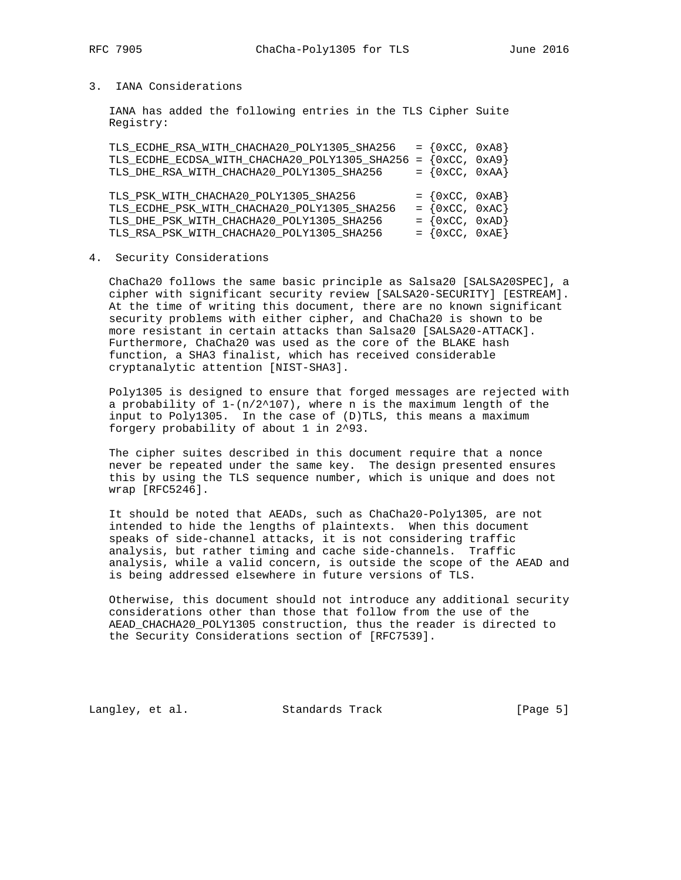## 3. IANA Considerations

IANA has added the following entries in the TLS Cipher Suite Registry:

```
TLS_ECDHE_RSA_WITH_CHACHA20_POLY1305_SHA256   = {0xCC, 0xA8}
TLS_ECDHE_ECDSA_WITH_CHACHA20_POLY1305_SHA256 = {0xCC, 0xA9}
TLS_DHE_RSA_WITH_CHACHA20_POLY1305_SHA256     = {0xCC, 0xAA}

TLS_PSK_WITH_CHACHA20_POLY1305_SHA256         = {0xCC, 0xAB}
TLS_ECDHE_PSK_WITH_CHACHA20_POLY1305_SHA256   = {0xCC, 0xAC}
TLS_DHE_PSK_WITH_CHACHA20_POLY1305_SHA256     = {0xCC, 0xAD}
TLS_RSA_PSK_WITH_CHACHA20_POLY1305_SHA256     = {0xCC, 0xAE}
```

## 4. Security Considerations

ChaCha20 follows the same basic principle as Salsa20 [SALSA20SPEC], a cipher with significant security review [SALSA20-SECURITY] [ESTREAM]. At the time of writing this document, there are no known significant security problems with either cipher, and ChaCha20 is shown to be more resistant in certain attacks than Salsa20 [SALSA20-ATTACK]. Furthermore, ChaCha20 was used as the core of the BLAKE hash function, a SHA3 finalist, which has received considerable cryptanalytic attention [NIST-SHA3].

Poly1305 is designed to ensure that forged messages are rejected with a probability of $1-(n/2^{107})$, where n is the maximum length of the input to Poly1305. In the case of (D)TLS, this means a maximum forgery probability of about 1 in $2^{93}$.

The cipher suites described in this document require that a nonce never be repeated under the same key. The design presented ensures this by using the TLS sequence number, which is unique and does not wrap [RFC5246].

It should be noted that AEADs, such as ChaCha20-Poly1305, are not intended to hide the lengths of plaintexts. When this document speaks of side-channel attacks, it is not considering traffic analysis, but rather timing and cache side-channels. Traffic analysis, while a valid concern, is outside the scope of the AEAD and is being addressed elsewhere in future versions of TLS.

Otherwise, this document should not introduce any additional security considerations other than those that follow from the use of the AEAD_CHACHA20_POLY1305 construction, thus the reader is directed to the Security Considerations section of [RFC7539].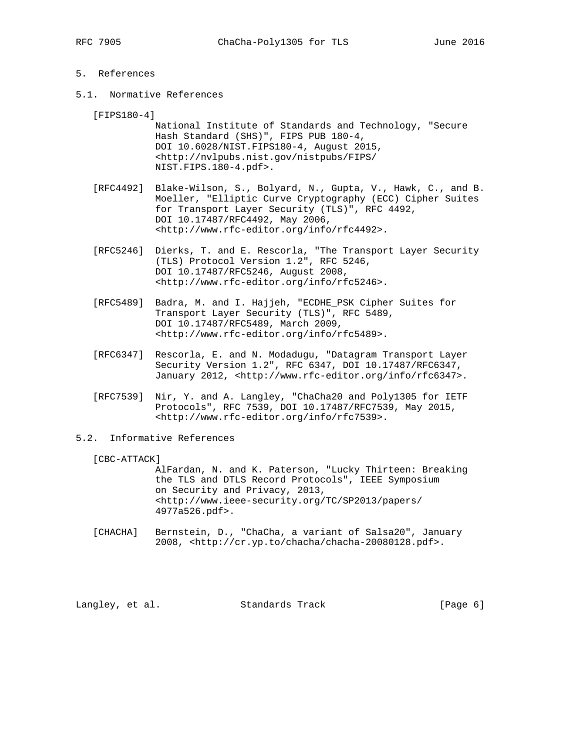## 5. References

### 5.1. Normative References

[FIPS180-4]
National Institute of Standards and Technology, "Secure Hash Standard (SHS)", FIPS PUB 180-4, DOI 10.6028/NIST.FIPS180-4, August 2015, <http://nvlpubs.nist.gov/nistpubs/FIPS/NIST.FIPS.180-4.pdf>.

[RFC4492] Blake-Wilson, S., Bolyard, N., Gupta, V., Hawk, C., and B. Moeller, "Elliptic Curve Cryptography (ECC) Cipher Suites for Transport Layer Security (TLS)", RFC 4492, DOI 10.17487/RFC4492, May 2006, <http://www.rfc-editor.org/info/rfc4492>.

[RFC5246] Dierks, T. and E. Rescorla, "The Transport Layer Security (TLS) Protocol Version 1.2", RFC 5246, DOI 10.17487/RFC5246, August 2008, <http://www.rfc-editor.org/info/rfc5246>.

[RFC5489] Badra, M. and I. Hajjeh, "ECDHE_PSK Cipher Suites for Transport Layer Security (TLS)", RFC 5489, DOI 10.17487/RFC5489, March 2009, <http://www.rfc-editor.org/info/rfc5489>.

[RFC6347] Rescorla, E. and N. Modadugu, "Datagram Transport Layer Security Version 1.2", RFC 6347, DOI 10.17487/RFC6347, January 2012, <http://www.rfc-editor.org/info/rfc6347>.

[RFC7539] Nir, Y. and A. Langley, "ChaCha20 and Poly1305 for IETF Protocols", RFC 7539, DOI 10.17487/RFC7539, May 2015, <http://www.rfc-editor.org/info/rfc7539>.

### 5.2. Informative References

[CBC-ATTACK]
AlFardan, N. and K. Paterson, "Lucky Thirteen: Breaking the TLS and DTLS Record Protocols", IEEE Symposium on Security and Privacy, 2013, <http://www.ieee-security.org/TC/SP2013/papers/4977a526.pdf>.

[CHACHA] Bernstein, D., "ChaCha, a variant of Salsa20", January 2008, <http://cr.yp.to/chacha/chacha-20080128.pdf>.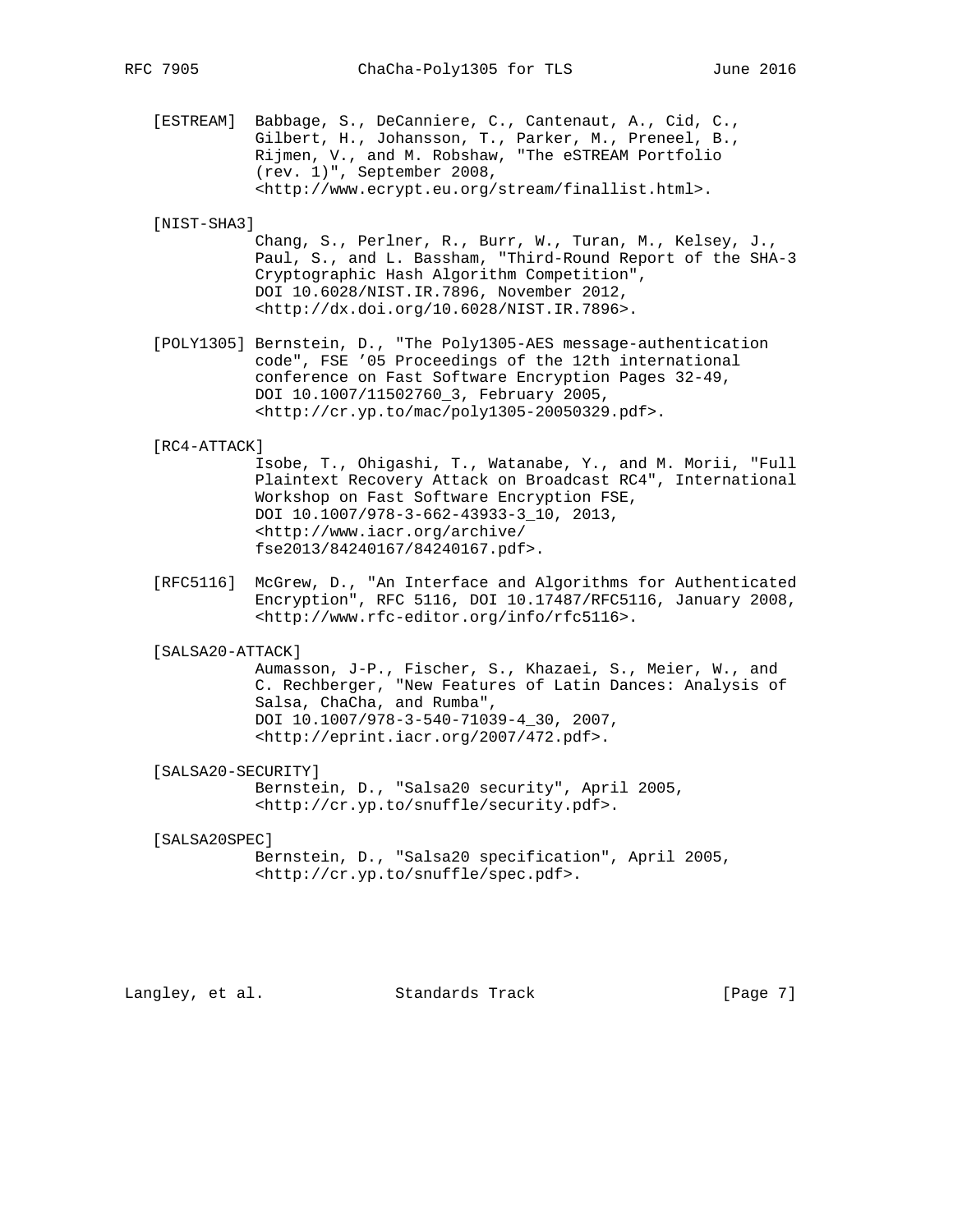[ESTREAM] Babbage, S., DeCanniere, C., Cantenaut, A., Cid, C., Gilbert, H., Johansson, T., Parker, M., Preneel, B., Rijmen, V., and M. Robshaw, "The eSTREAM Portfolio (rev. 1)", September 2008, <http://www.ecrypt.eu.org/stream/finallist.html>.

[NIST-SHA3] Chang, S., Perlner, R., Burr, W., Turan, M., Kelsey, J., Paul, S., and L. Bassham, "Third-Round Report of the SHA-3 Cryptographic Hash Algorithm Competition", DOI 10.6028/NIST.IR.7896, November 2012, <http://dx.doi.org/10.6028/NIST.IR.7896>.

[POLY1305] Bernstein, D., "The Poly1305-AES message-authentication code", FSE '05 Proceedings of the 12th international conference on Fast Software Encryption Pages 32-49, DOI 10.1007/11502760_3, February 2005, <http://cr.yp.to/mac/poly1305-20050329.pdf>.

[RC4-ATTACK] Isobe, T., Ohigashi, T., Watanabe, Y., and M. Morii, "Full Plaintext Recovery Attack on Broadcast RC4", International Workshop on Fast Software Encryption FSE, DOI 10.1007/978-3-662-43933-3_10, 2013, <http://www.iacr.org/archive/fse2013/84240167/84240167.pdf>.

[RFC5116] McGrew, D., "An Interface and Algorithms for Authenticated Encryption", RFC 5116, DOI 10.17487/RFC5116, January 2008, <http://www.rfc-editor.org/info/rfc5116>.

[SALSA20-ATTACK] Aumasson, J-P., Fischer, S., Khazaei, S., Meier, W., and C. Rechberger, "New Features of Latin Dances: Analysis of Salsa, ChaCha, and Rumba", DOI 10.1007/978-3-540-71039-4_30, 2007, <http://eprint.iacr.org/2007/472.pdf>.

[SALSA20-SECURITY] Bernstein, D., "Salsa20 security", April 2005, <http://cr.yp.to/snuffle/security.pdf>.

[SALSA20SPEC] Bernstein, D., "Salsa20 specification", April 2005, <http://cr.yp.to/snuffle/spec.pdf>.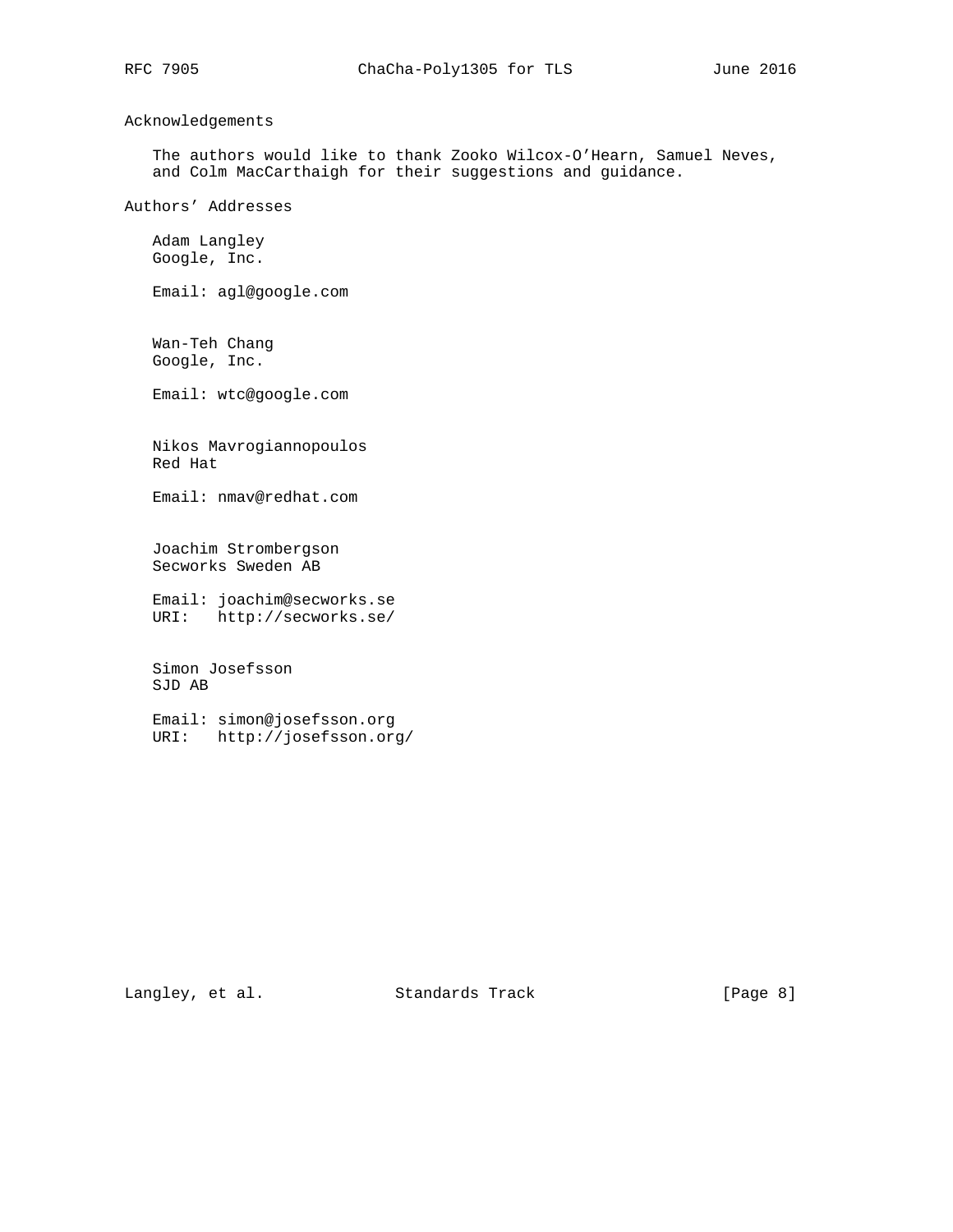## Acknowledgements

The authors would like to thank Zooko Wilcox-O'Hearn, Samuel Neves, and Colm MacCarthaigh for their suggestions and guidance.

## Authors' Addresses

Adam Langley
Google, Inc.

Email: agl@google.com

Wan-Teh Chang
Google, Inc.

Email: wtc@google.com

Nikos Mavrogiannopoulos
Red Hat

Email: nmav@redhat.com

Joachim Strombergson
Secworks Sweden AB

Email: joachim@secworks.se
URI: http://secworks.se/

Simon Josefsson
SJD AB

Email: simon@josefsson.org
URI: http://josefsson.org/